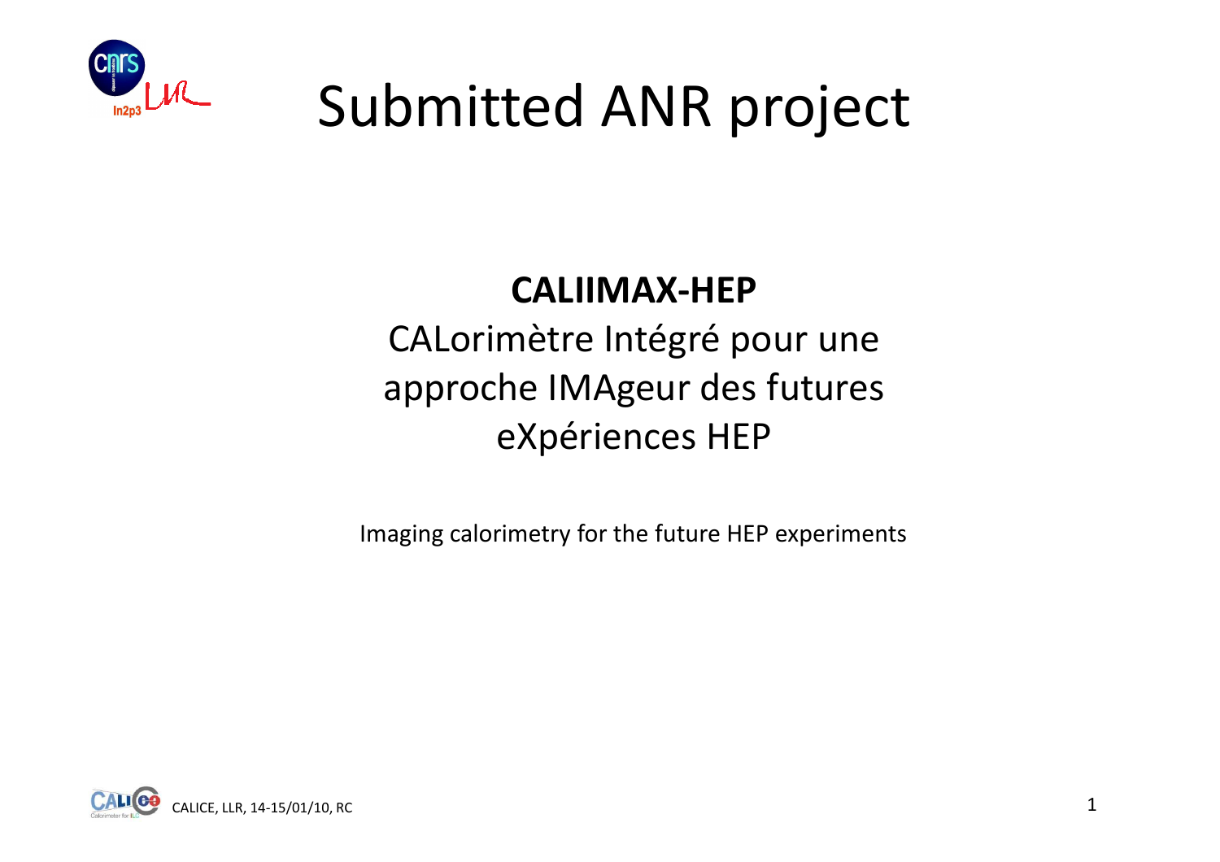# Submitted ANR project

**CALIIMAX-HEP**

CALorimètre Intégré pour une approche IMAgeur des futures eXpériences HEP

Imaging calorimetry for the future HEP experiments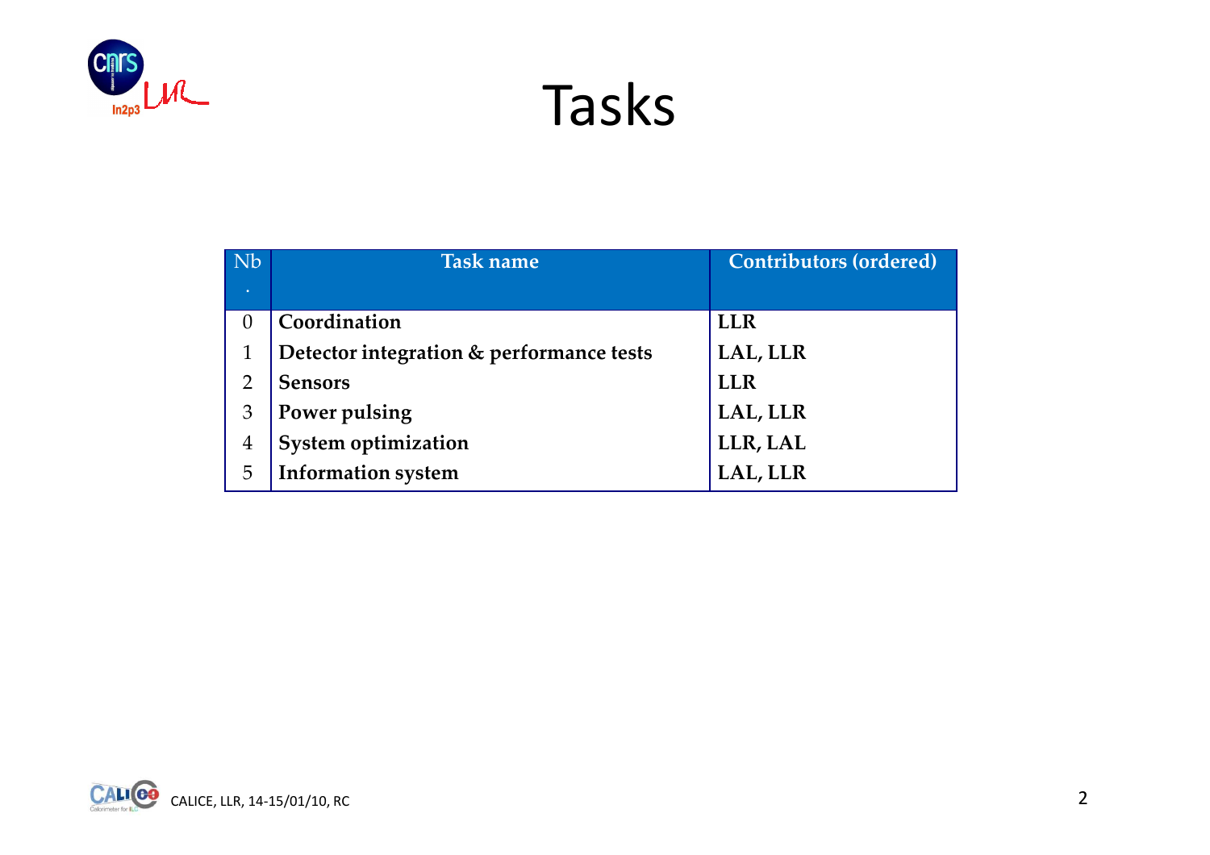# Tasks

| Nb. | Task name | Contributors (ordered) |
| --- | --- | --- |
| 0 | **Coordination** | **LLR** |
| 1 | **Detector integration & performance tests** | **LAL, LLR** |
| 2 | **Sensors** | **LLR** |
| 3 | **Power pulsing** | **LAL, LLR** |
| 4 | **System optimization** | **LLR, LAL** |
| 5 | **Information system** | **LAL, LLR** |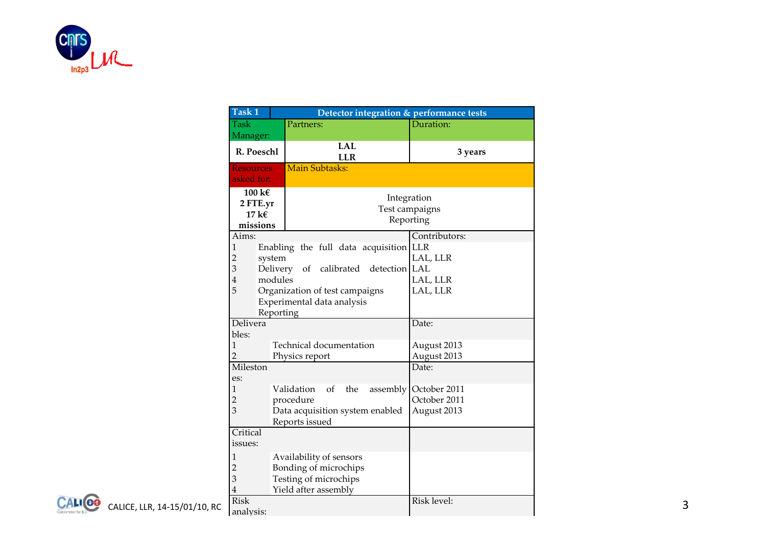| Task 1 | Detector integration & performance tests | |
|---|---|---|
| Task Manager: | Partners: | Duration: |
| **R. Poeschl** | **LAL**<br>**LLR** | **3 years** |
| Resources asked for: | Main Subtasks: | |
| **100 k€**<br>**2 FTE.yr**<br>**17 k€ missions** | Integration<br>Test campaigns<br>Reporting | |
| Aims: | | Contributors: |
| 1 | Enabling the full data acquisition system | LLR |
| 2 | Delivery of calibrated detection modules | LAL, LLR |
| 3 | Organization of test campaigns | LAL |
| 4 | Experimental data analysis | LAL, LLR |
| 5 | Reporting | LAL, LLR |
| Deliverables: | | Date: |
| 1 | Technical documentation | August 2013 |
| 2 | Physics report | August 2013 |
| Milestones: | | Date: |
| 1 | Validation of the assembly procedure | October 2011 |
| 2 | Data acquisition system enabled | October 2011 |
| 3 | Reports issued | August 2013 |
| Critical issues: | | |
| 1 | Availability of sensors | |
| 2 | Bonding of microchips | |
| 3 | Testing of microchips | |
| 4 | Yield after assembly | |
| Risk analysis: | | Risk level: |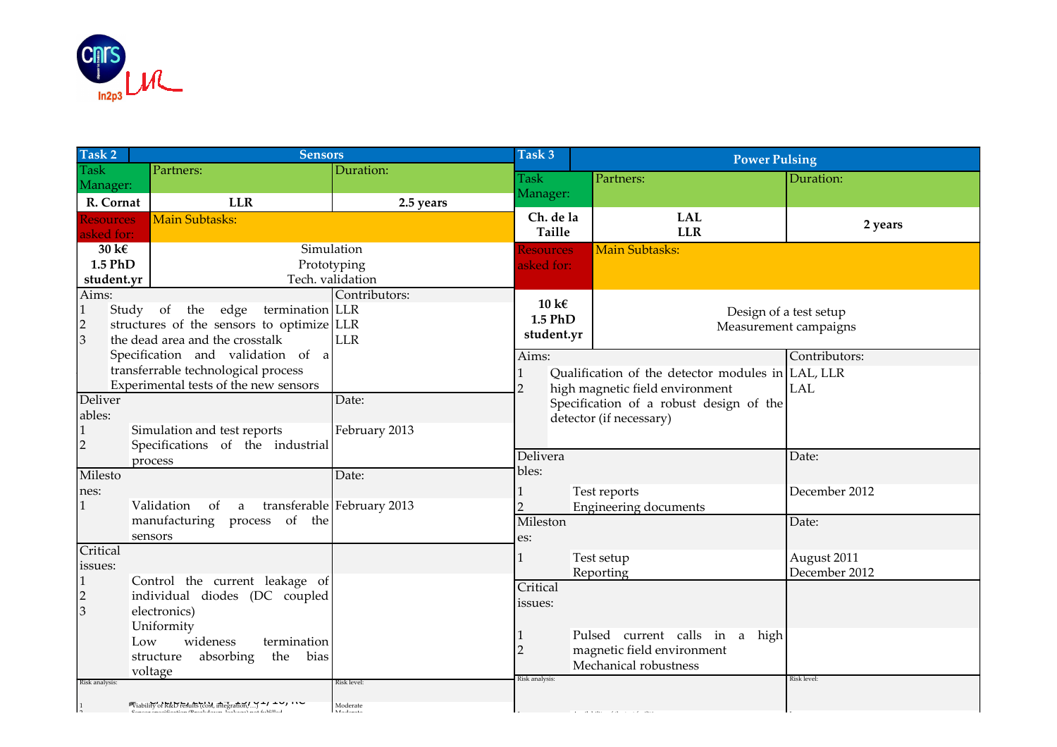## Task 2 — Sensors

| Task Manager: | Partners: | Duration: |
|---|---|---|
| **R. Cornat** | **LLR** | **2.5 years** |

| Resources asked for: | Main Subtasks: |
|---|---|
| **30 k€ 1.5 PhD student.yr** | Simulation<br>Prototyping<br>Tech. validation |

| Aims: | Contributors: |
|---|---|
| 1 Study of the edge termination structures of the sensors to optimize the dead area and the crosstalk | LLR |
| 2 Specification and validation of a transferrable technological process | LLR |
| 3 Experimental tests of the new sensors | LLR |

| Deliverables: | Date: |
|---|---|
| 1 Simulation and test reports | February 2013 |
| 2 Specifications of the industrial process | |

| Milestones: | Date: |
|---|---|
| 1 Validation of a transferable manufacturing process of the sensors | February 2013 |

| Critical issues: | |
|---|---|
| 1 Control the current leakage of individual diodes (DC coupled electronics) | |
| 2 Uniformity | |
| 3 Low wideness termination structure absorbing the bias voltage | |

| Risk analysis: | Risk level: |
|---|---|
| 1 Viability of R&D results (cost, integration,...) | Moderate |
| 2 Sensor specification (Breakdown, leakage) not fulfilled | Moderate |

## Task 3 — Power Pulsing

| Task Manager: | Partners: | Duration: |
|---|---|---|
| **Ch. de la Taille** | **LAL<br>LLR** | **2 years** |

| Resources asked for: | Main Subtasks: |
|---|---|
| **10 k€ 1.5 PhD student.yr** | Design of a test setup<br>Measurement campaigns |

| Aims: | Contributors: |
|---|---|
| 1 Qualification of the detector modules in high magnetic field environment | LAL, LLR |
| 2 Specification of a robust design of the detector (if necessary) | LAL |

| Deliverables: | Date: |
|---|---|
| 1 Test reports | December 2012 |
| 2 Engineering documents | |

| Milestones: | Date: |
|---|---|
| 1 Test setup | August 2011 |
| Reporting | December 2012 |

| Critical issues: | |
|---|---|
| 1 Pulsed current calls in a high magnetic field environment | |
| 2 Mechanical robustness | |

| Risk analysis: | Risk level: |
|---|---|
| | |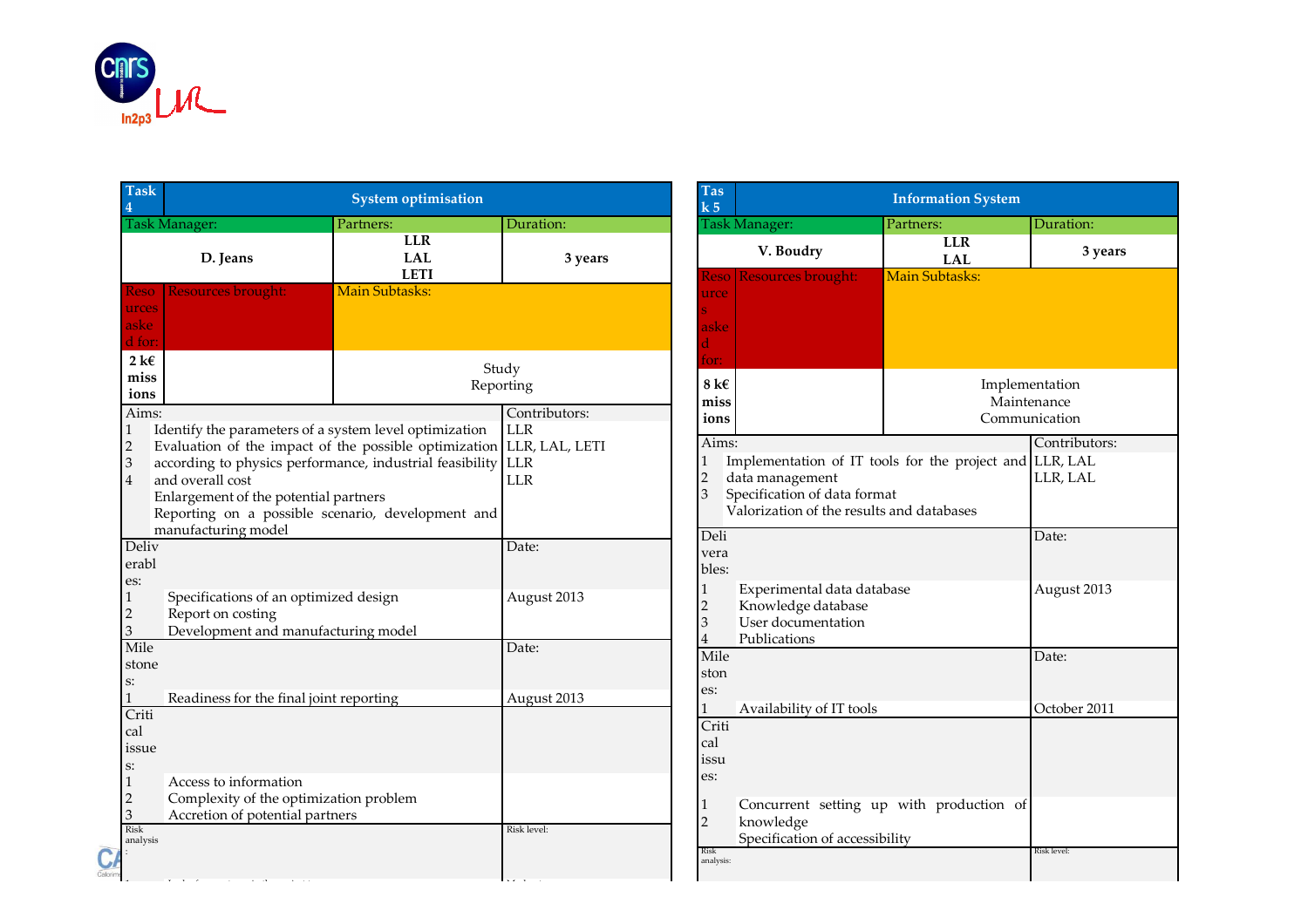| Task 4 | System optimisation | | |
|---|---|---|---|
| Task Manager: | | Partners: | Duration: |
| **D. Jeans** | | **LLR**<br>**LAL**<br>**LETI** | **3 years** |
| Resources asked for: | Resources brought: | Main Subtasks: | |
| **2 k€ missions** | | Study<br>Reporting | |
| Aims: | | | Contributors: |
| 1 | Identify the parameters of a system level optimization | | LLR |
| 2 | Evaluation of the impact of the possible optimization according to physics performance, industrial feasibility and overall cost | | LLR, LAL, LETI |
| 3 | Enlargement of the potential partners | | LLR |
| 4 | Reporting on a possible scenario, development and manufacturing model | | LLR |
| Deliverables: | | | Date: |
| 1 | Specifications of an optimized design | | August 2013 |
| 2 | Report on costing | | |
| 3 | Development and manufacturing model | | |
| Milestones: | | | Date: |
| 1 | Readiness for the final joint reporting | | August 2013 |
| Critical issues: | | | |
| 1 | Access to information | | |
| 2 | Complexity of the optimization problem | | |
| 3 | Accretion of potential partners | | |
| Risk analysis: | | | Risk level: |

| Task 5 | Information System | | |
|---|---|---|---|
| Task Manager: | | Partners: | Duration: |
| **V. Boudry** | | **LLR**<br>**LAL** | **3 years** |
| Resources asked for: | Resources brought: | Main Subtasks: | |
| **8 k€ missions** | | Implementation<br>Maintenance<br>Communication | |
| Aims: | | | Contributors: |
| 1 | Implementation of IT tools for the project and data management | | LLR, LAL |
| 2 | Specification of data format | | LLR, LAL |
| 3 | Valorization of the results and databases | | |
| Deliverables: | | | Date: |
| 1 | Experimental data database | | August 2013 |
| 2 | Knowledge database | | |
| 3 | User documentation | | |
| 4 | Publications | | |
| Milestones: | | | Date: |
| 1 | Availability of IT tools | | October 2011 |
| Critical issues: | | | |
| 1 | Concurrent setting up with production of knowledge | | |
| 2 | Specification of accessibility | | |
| Risk analysis: | | | Risk level: |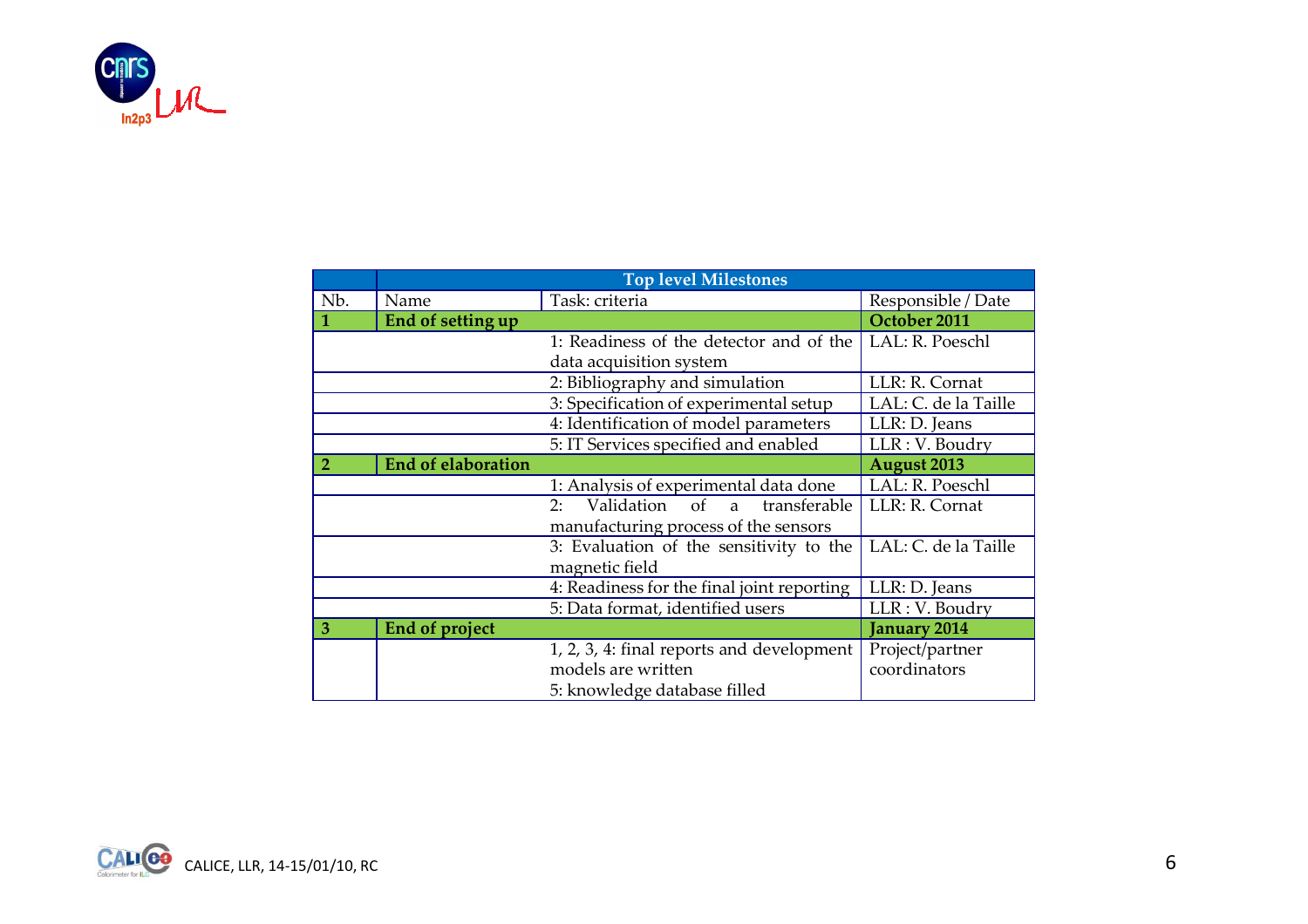| | Top level Milestones | | |
|---|---|---|---|
| Nb. | Name | Task: criteria | Responsible / Date |
| **1** | **End of setting up** | | **October 2011** |
| | | 1: Readiness of the detector and of the data acquisition system | LAL: R. Poeschl |
| | | 2: Bibliography and simulation | LLR: R. Cornat |
| | | 3: Specification of experimental setup | LAL: C. de la Taille |
| | | 4: Identification of model parameters | LLR: D. Jeans |
| | | 5: IT Services specified and enabled | LLR : V. Boudry |
| **2** | **End of elaboration** | | **August 2013** |
| | | 1: Analysis of experimental data done | LAL: R. Poeschl |
| | | 2: Validation of a transferable manufacturing process of the sensors | LLR: R. Cornat |
| | | 3: Evaluation of the sensitivity to the magnetic field | LAL: C. de la Taille |
| | | 4: Readiness for the final joint reporting | LLR: D. Jeans |
| | | 5: Data format, identified users | LLR : V. Boudry |
| **3** | **End of project** | | **January 2014** |
| | | 1, 2, 3, 4: final reports and development models are written<br>5: knowledge database filled | Project/partner coordinators |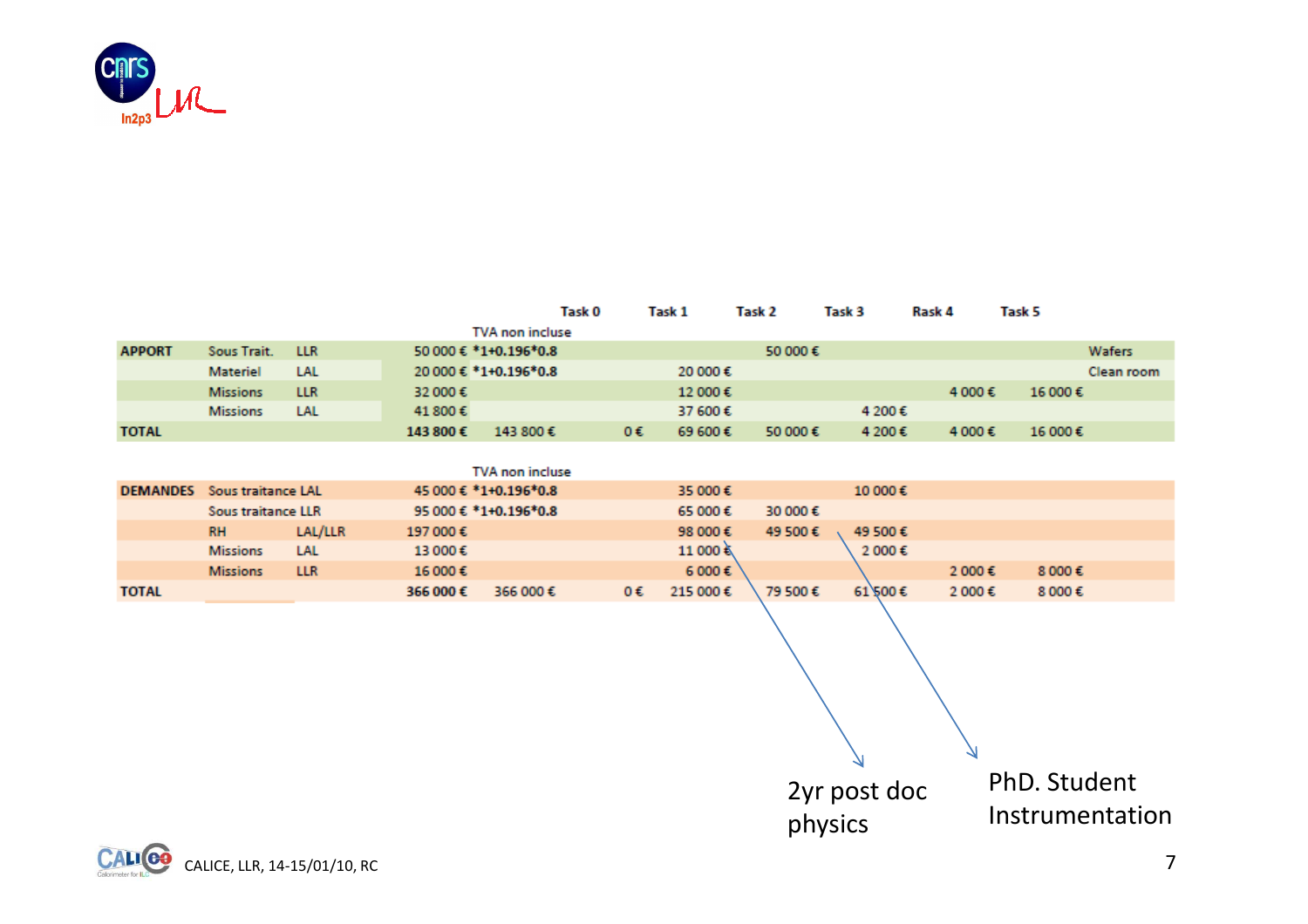| | | | | | Task 0 | Task 1 | Task 2 | Task 3 | Rask 4 | Task 5 | |
|---|---|---|---|---|---|---|---|---|---|---|---|
| | | | | TVA non incluse | | | | | | | |
| **APPORT** | Sous Trait. | LLR | 50 000 € | ***1+0.196*0.8** | | | 50 000 € | | | | Wafers |
| | Materiel | LAL | 20 000 € | ***1+0.196*0.8** | | 20 000 € | | | | | Clean room |
| | Missions | LLR | 32 000 € | | | 12 000 € | | | 4 000 € | 16 000 € | |
| | Missions | LAL | 41 800 € | | | 37 600 € | | 4 200 € | | | |
| **TOTAL** | | | **143 800 €** | 143 800 € | 0 € | 69 600 € | 50 000 € | 4 200 € | 4 000 € | 16 000 € | |

| | | | | | Task 0 | Task 1 | Task 2 | Task 3 | Rask 4 | Task 5 |
|---|---|---|---|---|---|---|---|---|---|---|
| | | | | TVA non incluse | | | | | | |
| **DEMANDES** | Sous traitance LAL | | 45 000 € | ***1+0.196*0.8** | | 35 000 € | | 10 000 € | | |
| | Sous traitance LLR | | 95 000 € | ***1+0.196*0.8** | | 65 000 € | 30 000 € | | | |
| | RH | LAL/LLR | 197 000 € | | | 98 000 € | 49 500 € | 49 500 € | | |
| | Missions | LAL | 13 000 € | | | 11 000 € | | 2 000 € | | |
| | Missions | LLR | 16 000 € | | | 6 000 € | | | 2 000 € | 8 000 € |
| **TOTAL** | | | **366 000 €** | 366 000 € | 0 € | 215 000 € | 79 500 € | 61 500 € | 2 000 € | 8 000 € |

2yr post doc physics

PhD. Student Instrumentation

CALICE, LLR, 14-15/01/10, RC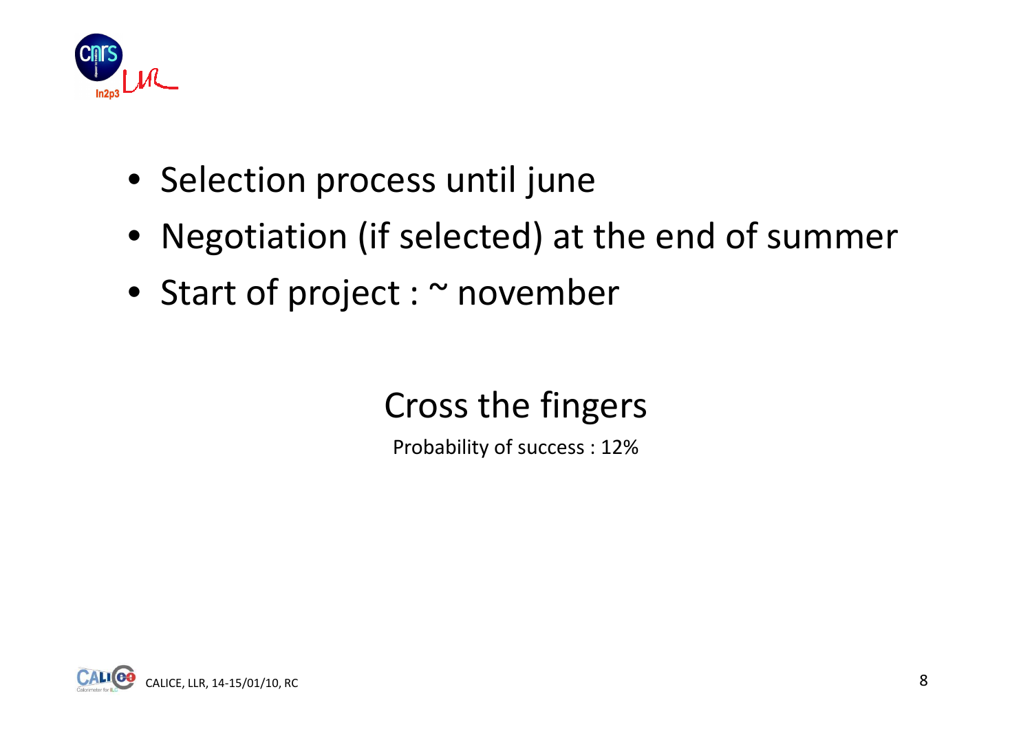- Selection process until june
- Negotiation (if selected) at the end of summer
- Start of project : ~ november

Cross the fingers

Probability of success : 12%